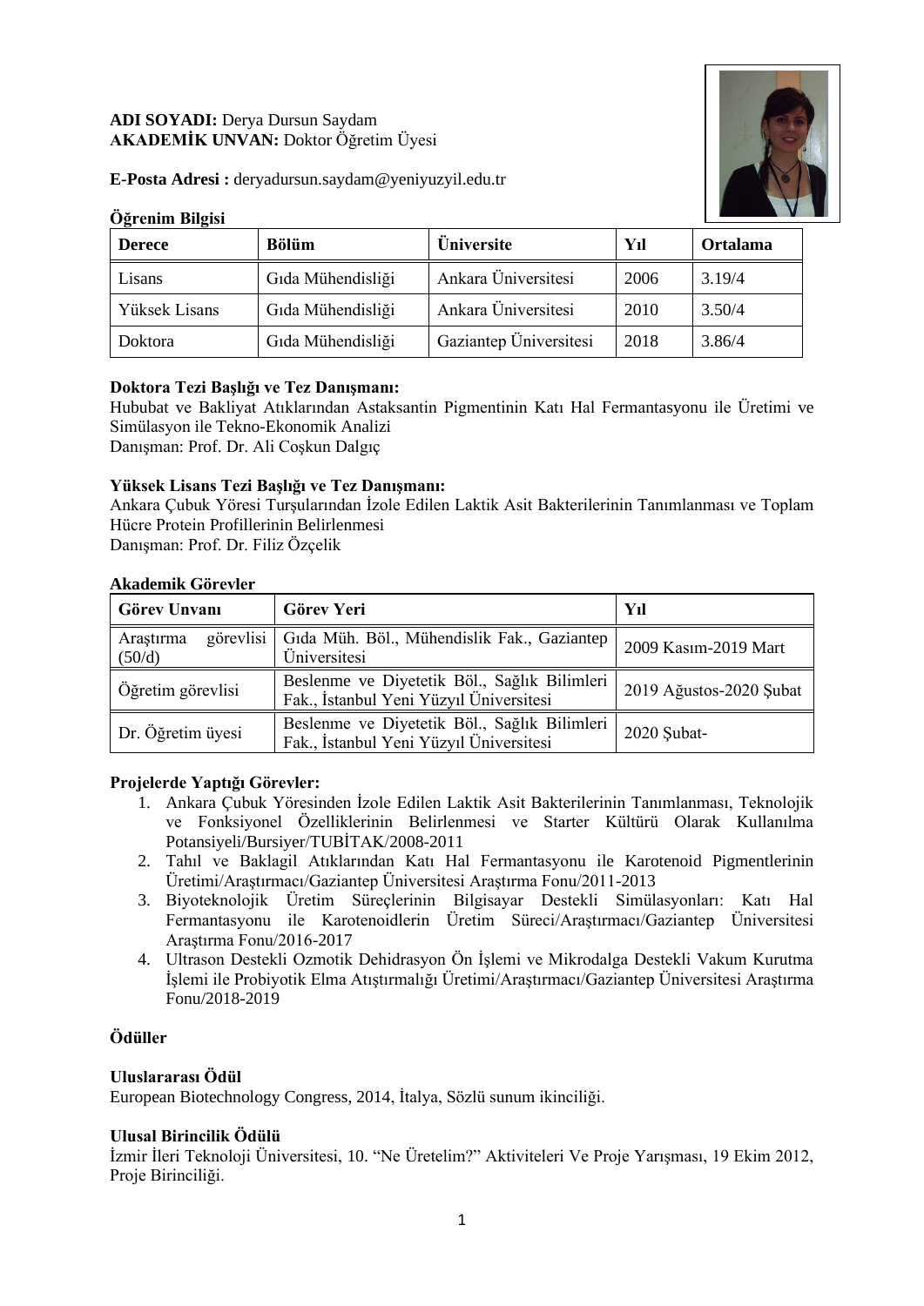**ADI SOYADI:** Derya Dursun Saydam
**AKADEMİK UNVAN:** Doktor Öğretim Üyesi

**E-Posta Adresi :** deryadursun.saydam@yeniyuzyil.edu.tr

**Öğrenim Bilgisi**

| Derece | Bölüm | Üniversite | Yıl | Ortalama |
|---|---|---|---|---|
| Lisans | Gıda Mühendisliği | Ankara Üniversitesi | 2006 | 3.19/4 |
| Yüksek Lisans | Gıda Mühendisliği | Ankara Üniversitesi | 2010 | 3.50/4 |
| Doktora | Gıda Mühendisliği | Gaziantep Üniversitesi | 2018 | 3.86/4 |

**Doktora Tezi Başlığı ve Tez Danışmanı:**
Hububat ve Bakliyat Atıklarından Astaksantin Pigmentinin Katı Hal Fermantasyonu ile Üretimi ve Simülasyon ile Tekno-Ekonomik Analizi
Danışman: Prof. Dr. Ali Coşkun Dalgıç

**Yüksek Lisans Tezi Başlığı ve Tez Danışmanı:**
Ankara Çubuk Yöresi Turşularından İzole Edilen Laktik Asit Bakterilerinin Tanımlanması ve Toplam Hücre Protein Profillerinin Belirlenmesi
Danışman: Prof. Dr. Filiz Özçelik

**Akademik Görevler**

| Görev Unvanı | Görev Yeri | Yıl |
|---|---|---|
| Araştırma görevlisi (50/d) | Gıda Müh. Böl., Mühendislik Fak., Gaziantep Üniversitesi | 2009 Kasım-2019 Mart |
| Öğretim görevlisi | Beslenme ve Diyetetik Böl., Sağlık Bilimleri Fak., İstanbul Yeni Yüzyıl Üniversitesi | 2019 Ağustos-2020 Şubat |
| Dr. Öğretim üyesi | Beslenme ve Diyetetik Böl., Sağlık Bilimleri Fak., İstanbul Yeni Yüzyıl Üniversitesi | 2020 Şubat- |

**Projelerde Yaptığı Görevler:**

1. Ankara Çubuk Yöresinden İzole Edilen Laktik Asit Bakterilerinin Tanımlanması, Teknolojik ve Fonksiyonel Özelliklerinin Belirlenmesi ve Starter Kültürü Olarak Kullanılma Potansiyeli/Bursiyer/TUBİTAK/2008-2011
2. Tahıl ve Baklagil Atıklarından Katı Hal Fermantasyonu ile Karotenoid Pigmentlerinin Üretimi/Araştırmacı/Gaziantep Üniversitesi Araştırma Fonu/2011-2013
3. Biyoteknolojik Üretim Süreçlerinin Bilgisayar Destekli Simülasyonları: Katı Hal Fermantasyonu ile Karotenoidlerin Üretim Süreci/Araştırmacı/Gaziantep Üniversitesi Araştırma Fonu/2016-2017
4. Ultrason Destekli Ozmotik Dehidrasyon Ön İşlemi ve Mikrodalga Destekli Vakum Kurutma İşlemi ile Probiyotik Elma Atıştırmalığı Üretimi/Araştırmacı/Gaziantep Üniversitesi Araştırma Fonu/2018-2019

**Ödüller**

**Uluslararası Ödül**
European Biotechnology Congress, 2014, İtalya, Sözlü sunum ikinciliği.

**Ulusal Birincilik Ödülü**
İzmir İleri Teknoloji Üniversitesi, 10. "Ne Üretelim?" Aktiviteleri Ve Proje Yarışması, 19 Ekim 2012, Proje Birinciliği.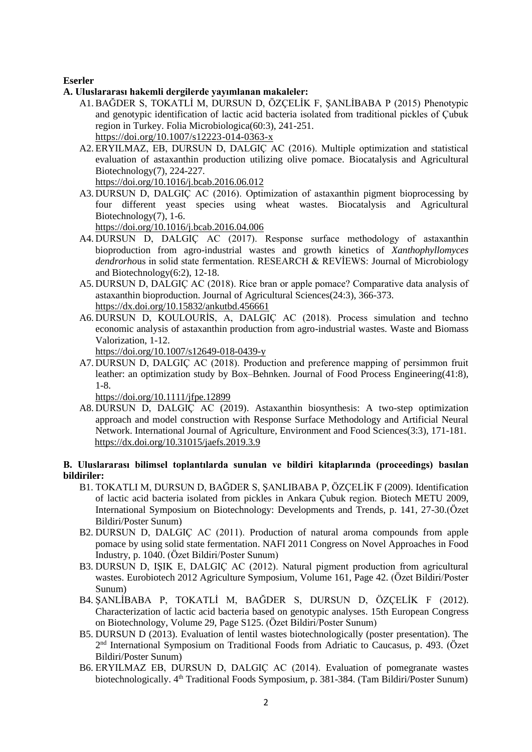**Eserler**

**A. Uluslararası hakemli dergilerde yayımlanan makaleler:**

A1. BAĞDER S, TOKATLİ M, DURSUN D, ÖZÇELİK F, ŞANLİBABA P (2015) Phenotypic and genotypic identification of lactic acid bacteria isolated from traditional pickles of Çubuk region in Turkey. Folia Microbiologica(60:3), 241-251. https://doi.org/10.1007/s12223-014-0363-x

A2. ERYILMAZ, EB, DURSUN D, DALGIÇ AC (2016). Multiple optimization and statistical evaluation of astaxanthin production utilizing olive pomace. Biocatalysis and Agricultural Biotechnology(7), 224-227. https://doi.org/10.1016/j.bcab.2016.06.012

A3. DURSUN D, DALGIÇ AC (2016). Optimization of astaxanthin pigment bioprocessing by four different yeast species using wheat wastes. Biocatalysis and Agricultural Biotechnology(7), 1-6. https://doi.org/10.1016/j.bcab.2016.04.006

A4. DURSUN D, DALGIÇ AC (2017). Response surface methodology of astaxanthin bioproduction from agro-industrial wastes and growth kinetics of *Xanthophyllomyces dendrorho*us in solid state fermentation. RESEARCH & REVİEWS: Journal of Microbiology and Biotechnology(6:2), 12-18.

A5. DURSUN D, DALGIÇ AC (2018). Rice bran or apple pomace? Comparative data analysis of astaxanthin bioproduction. Journal of Agricultural Sciences(24:3), 366-373. https://dx.doi.org/10.15832/ankutbd.456661

A6. DURSUN D, KOULOURİS, A, DALGIÇ AC (2018). Process simulation and techno economic analysis of astaxanthin production from agro-industrial wastes. Waste and Biomass Valorization, 1-12. https://doi.org/10.1007/s12649-018-0439-y

A7. DURSUN D, DALGIÇ AC (2018). Production and preference mapping of persimmon fruit leather: an optimization study by Box–Behnken. Journal of Food Process Engineering(41:8), 1-8. https://doi.org/10.1111/jfpe.12899

A8. DURSUN D, DALGIÇ AC (2019). Astaxanthin biosynthesis: A two-step optimization approach and model construction with Response Surface Methodology and Artificial Neural Network. International Journal of Agriculture, Environment and Food Sciences(3:3), 171-181. https://dx.doi.org/10.31015/jaefs.2019.3.9

**B. Uluslararası bilimsel toplantılarda sunulan ve bildiri kitaplarında (proceedings) basılan bildiriler:**

B1. TOKATLI M, DURSUN D, BAĞDER S, ŞANLIBABA P, ÖZÇELİK F (2009). Identification of lactic acid bacteria isolated from pickles in Ankara Çubuk region. Biotech METU 2009, International Symposium on Biotechnology: Developments and Trends, p. 141, 27-30.(Özet Bildiri/Poster Sunum)

B2. DURSUN D, DALGIÇ AC (2011). Production of natural aroma compounds from apple pomace by using solid state fermentation. NAFI 2011 Congress on Novel Approaches in Food Industry, p. 1040. (Özet Bildiri/Poster Sunum)

B3. DURSUN D, IŞIK E, DALGIÇ AC (2012). Natural pigment production from agricultural wastes. Eurobiotech 2012 Agriculture Symposium, Volume 161, Page 42. (Özet Bildiri/Poster Sunum)

B4. ŞANLİBABA P, TOKATLİ M, BAĞDER S, DURSUN D, ÖZÇELİK F (2012). Characterization of lactic acid bacteria based on genotypic analyses. 15th European Congress on Biotechnology, Volume 29, Page S125. (Özet Bildiri/Poster Sunum)

B5. DURSUN D (2013). Evaluation of lentil wastes biotechnologically (poster presentation). The 2nd International Symposium on Traditional Foods from Adriatic to Caucasus, p. 493. (Özet Bildiri/Poster Sunum)

B6. ERYILMAZ EB, DURSUN D, DALGIÇ AC (2014). Evaluation of pomegranate wastes biotechnologically. 4th Traditional Foods Symposium, p. 381-384. (Tam Bildiri/Poster Sunum)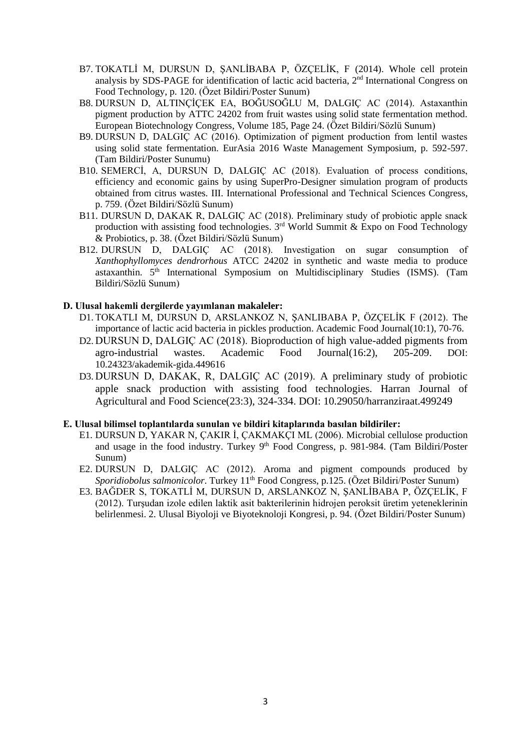B7. TOKATLİ M, DURSUN D, ŞANLİBABA P, ÖZÇELİK, F (2014). Whole cell protein analysis by SDS-PAGE for identification of lactic acid bacteria, 2nd International Congress on Food Technology, p. 120. (Özet Bildiri/Poster Sunum)

B8. DURSUN D, ALTINÇİÇEK EA, BOĞUSOĞLU M, DALGIÇ AC (2014). Astaxanthin pigment production by ATTC 24202 from fruit wastes using solid state fermentation method. European Biotechnology Congress, Volume 185, Page 24. (Özet Bildiri/Sözlü Sunum)

B9. DURSUN D, DALGIÇ AC (2016). Optimization of pigment production from lentil wastes using solid state fermentation. EurAsia 2016 Waste Management Symposium, p. 592-597. (Tam Bildiri/Poster Sunumu)

B10. SEMERCİ, A, DURSUN D, DALGIÇ AC (2018). Evaluation of process conditions, efficiency and economic gains by using SuperPro-Designer simulation program of products obtained from citrus wastes. III. International Professional and Technical Sciences Congress, p. 759. (Özet Bildiri/Sözlü Sunum)

B11. DURSUN D, DAKAK R, DALGIÇ AC (2018). Preliminary study of probiotic apple snack production with assisting food technologies. 3rd World Summit & Expo on Food Technology & Probiotics, p. 38. (Özet Bildiri/Sözlü Sunum)

B12. DURSUN D, DALGIÇ AC (2018). Investigation on sugar consumption of *Xanthophyllomyces dendrorhous* ATCC 24202 in synthetic and waste media to produce astaxanthin. 5th International Symposium on Multidisciplinary Studies (ISMS). (Tam Bildiri/Sözlü Sunum)

**D. Ulusal hakemli dergilerde yayımlanan makaleler:**

D1. TOKATLI M, DURSUN D, ARSLANKOZ N, ŞANLIBABA P, ÖZÇELİK F (2012). The importance of lactic acid bacteria in pickles production. Academic Food Journal(10:1), 70-76.

D2. DURSUN D, DALGIÇ AC (2018). Bioproduction of high value-added pigments from agro-industrial wastes. Academic Food Journal(16:2), 205-209. DOI: 10.24323/akademik-gida.449616

D3. DURSUN D, DAKAK, R, DALGIÇ AC (2019). A preliminary study of probiotic apple snack production with assisting food technologies. Harran Journal of Agricultural and Food Science(23:3), 324-334. DOI: 10.29050/harranziraat.499249

**E. Ulusal bilimsel toplantılarda sunulan ve bildiri kitaplarında basılan bildiriler:**

E1. DURSUN D, YAKAR N, ÇAKIR İ, ÇAKMAKÇI ML (2006). Microbial cellulose production and usage in the food industry. Turkey 9th Food Congress, p. 981-984. (Tam Bildiri/Poster Sunum)

E2. DURSUN D, DALGIÇ AC (2012). Aroma and pigment compounds produced by *Sporidiobolus salmonicolor*. Turkey 11th Food Congress, p.125. (Özet Bildiri/Poster Sunum)

E3. BAĞDER S, TOKATLİ M, DURSUN D, ARSLANKOZ N, ŞANLİBABA P, ÖZÇELİK, F (2012). Turşudan izole edilen laktik asit bakterilerinin hidrojen peroksit üretim yeteneklerinin belirlenmesi. 2. Ulusal Biyoloji ve Biyoteknoloji Kongresi, p. 94. (Özet Bildiri/Poster Sunum)